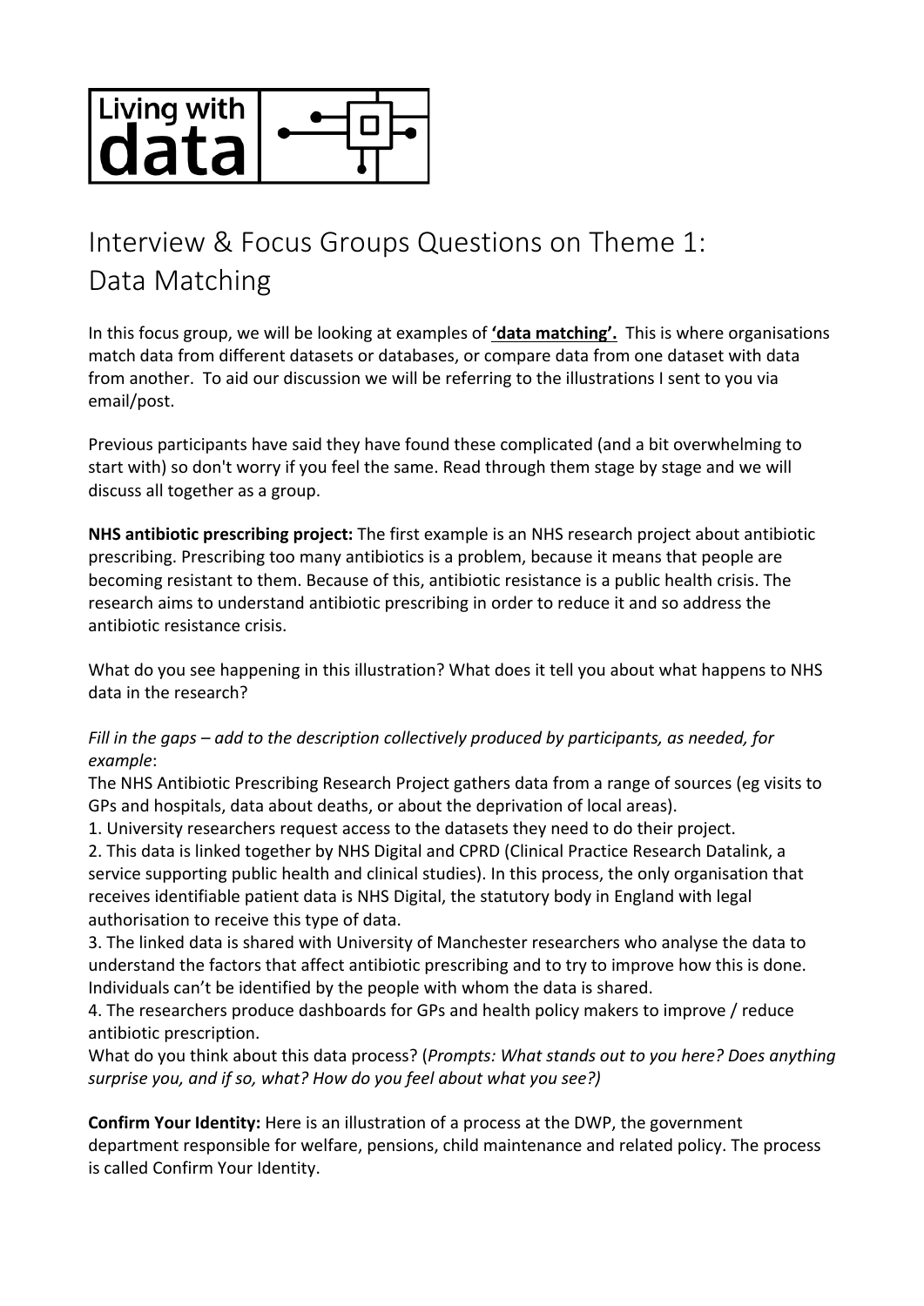Living with data

# Interview & Focus Groups Questions on Theme 1: Data Matching

In this focus group, we will be looking at examples of **'data matching'.** This is where organisations match data from different datasets or databases, or compare data from one dataset with data from another. To aid our discussion we will be referring to the illustrations I sent to you via email/post.

Previous participants have said they have found these complicated (and a bit overwhelming to start with) so don't worry if you feel the same. Read through them stage by stage and we will discuss all together as a group.

**NHS antibiotic prescribing project:** The first example is an NHS research project about antibiotic prescribing. Prescribing too many antibiotics is a problem, because it means that people are becoming resistant to them. Because of this, antibiotic resistance is a public health crisis. The research aims to understand antibiotic prescribing in order to reduce it and so address the antibiotic resistance crisis.

What do you see happening in this illustration? What does it tell you about what happens to NHS data in the research?

*Fill in the gaps – add to the description collectively produced by participants, as needed, for example*:

The NHS Antibiotic Prescribing Research Project gathers data from a range of sources (eg visits to GPs and hospitals, data about deaths, or about the deprivation of local areas).

1. University researchers request access to the datasets they need to do their project.
2. This data is linked together by NHS Digital and CPRD (Clinical Practice Research Datalink, a service supporting public health and clinical studies). In this process, the only organisation that receives identifiable patient data is NHS Digital, the statutory body in England with legal authorisation to receive this type of data.
3. The linked data is shared with University of Manchester researchers who analyse the data to understand the factors that affect antibiotic prescribing and to try to improve how this is done. Individuals can't be identified by the people with whom the data is shared.
4. The researchers produce dashboards for GPs and health policy makers to improve / reduce antibiotic prescription.

What do you think about this data process? (*Prompts: What stands out to you here? Does anything surprise you, and if so, what? How do you feel about what you see?)*

**Confirm Your Identity:** Here is an illustration of a process at the DWP, the government department responsible for welfare, pensions, child maintenance and related policy. The process is called Confirm Your Identity.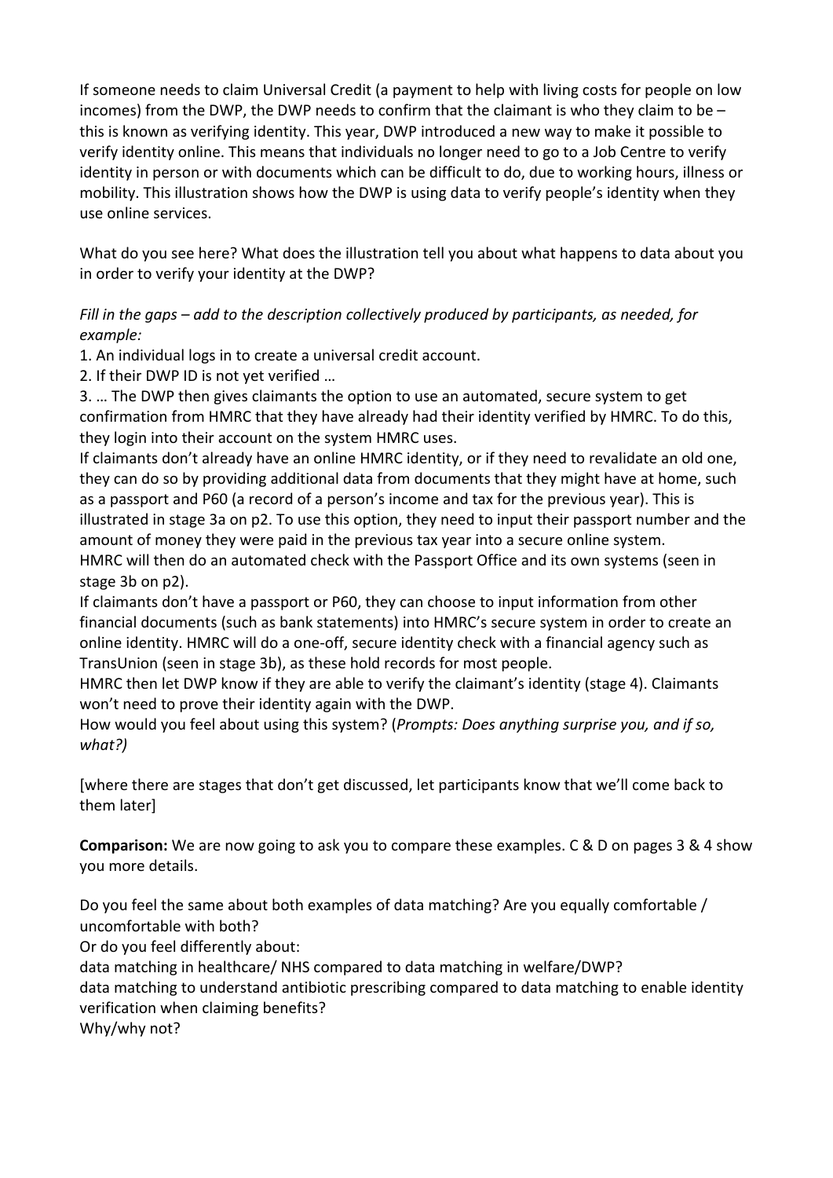If someone needs to claim Universal Credit (a payment to help with living costs for people on low incomes) from the DWP, the DWP needs to confirm that the claimant is who they claim to be – this is known as verifying identity. This year, DWP introduced a new way to make it possible to verify identity online. This means that individuals no longer need to go to a Job Centre to verify identity in person or with documents which can be difficult to do, due to working hours, illness or mobility. This illustration shows how the DWP is using data to verify people's identity when they use online services.

What do you see here? What does the illustration tell you about what happens to data about you in order to verify your identity at the DWP?

*Fill in the gaps – add to the description collectively produced by participants, as needed, for example:*

1. An individual logs in to create a universal credit account.
2. If their DWP ID is not yet verified …
3. … The DWP then gives claimants the option to use an automated, secure system to get confirmation from HMRC that they have already had their identity verified by HMRC. To do this, they login into their account on the system HMRC uses.

If claimants don't already have an online HMRC identity, or if they need to revalidate an old one, they can do so by providing additional data from documents that they might have at home, such as a passport and P60 (a record of a person's income and tax for the previous year). This is illustrated in stage 3a on p2. To use this option, they need to input their passport number and the amount of money they were paid in the previous tax year into a secure online system.

HMRC will then do an automated check with the Passport Office and its own systems (seen in stage 3b on p2).

If claimants don't have a passport or P60, they can choose to input information from other financial documents (such as bank statements) into HMRC's secure system in order to create an online identity. HMRC will do a one-off, secure identity check with a financial agency such as TransUnion (seen in stage 3b), as these hold records for most people.

HMRC then let DWP know if they are able to verify the claimant's identity (stage 4). Claimants won't need to prove their identity again with the DWP.

How would you feel about using this system? (*Prompts: Does anything surprise you, and if so, what?)*

[where there are stages that don't get discussed, let participants know that we'll come back to them later]

**Comparison:** We are now going to ask you to compare these examples. C & D on pages 3 & 4 show you more details.

Do you feel the same about both examples of data matching? Are you equally comfortable / uncomfortable with both?

Or do you feel differently about:

data matching in healthcare/ NHS compared to data matching in welfare/DWP?

data matching to understand antibiotic prescribing compared to data matching to enable identity verification when claiming benefits?

Why/why not?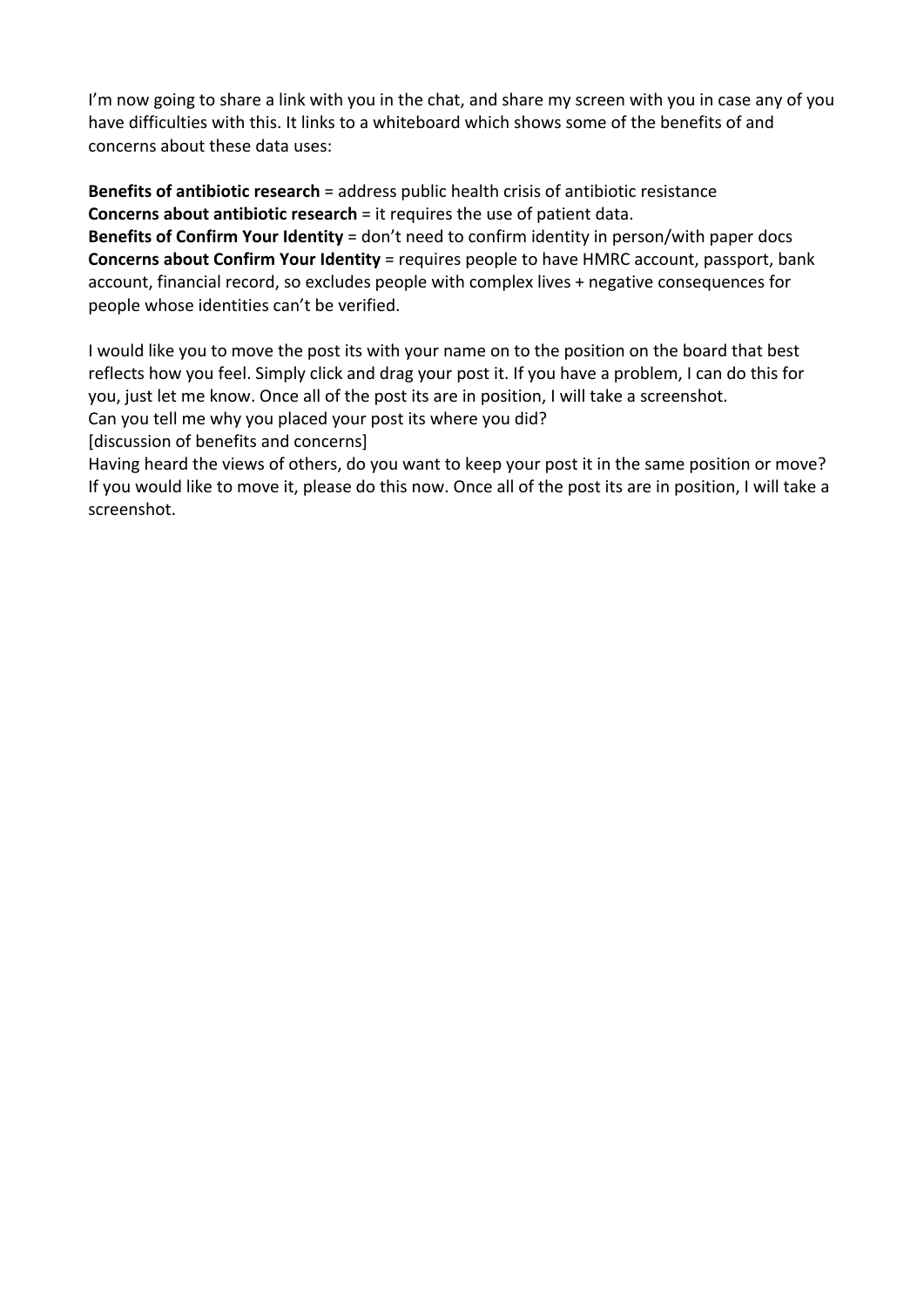I'm now going to share a link with you in the chat, and share my screen with you in case any of you have difficulties with this. It links to a whiteboard which shows some of the benefits of and concerns about these data uses:

**Benefits of antibiotic research** = address public health crisis of antibiotic resistance
**Concerns about antibiotic research** = it requires the use of patient data.
**Benefits of Confirm Your Identity** = don't need to confirm identity in person/with paper docs
**Concerns about Confirm Your Identity** = requires people to have HMRC account, passport, bank account, financial record, so excludes people with complex lives + negative consequences for people whose identities can't be verified.

I would like you to move the post its with your name on to the position on the board that best reflects how you feel. Simply click and drag your post it. If you have a problem, I can do this for you, just let me know. Once all of the post its are in position, I will take a screenshot.
Can you tell me why you placed your post its where you did?
[discussion of benefits and concerns]
Having heard the views of others, do you want to keep your post it in the same position or move? If you would like to move it, please do this now. Once all of the post its are in position, I will take a screenshot.